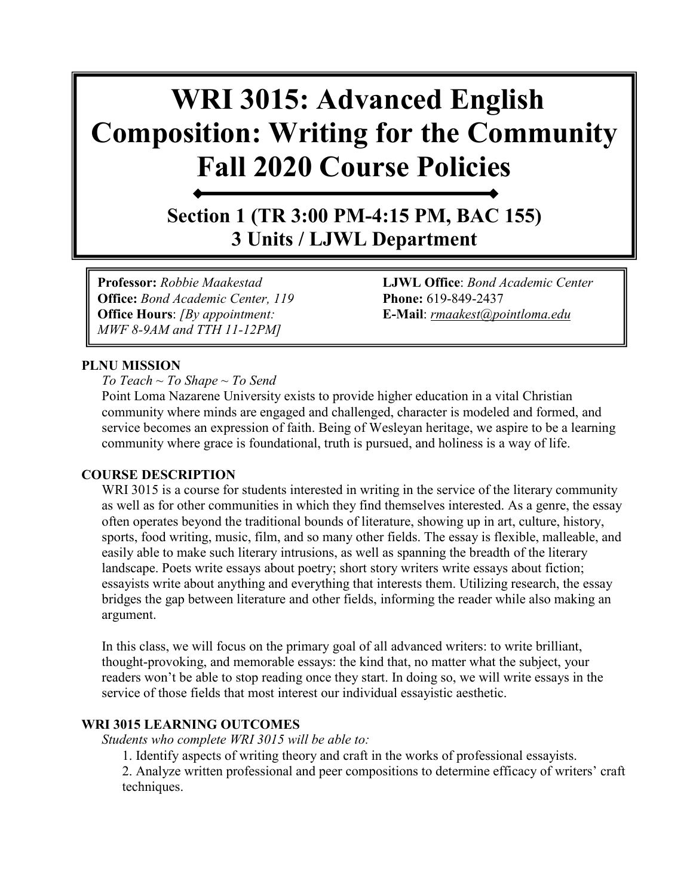# WRI 3015: Advanced English Composition: Writing for the Community Fall 2020 Course Policies

## Section 1 (TR 3:00 PM-4:15 PM, BAC 155) 3 Units / LJWL Department

**Professor:** *Robbie Maakestad*
**Office:** *Bond Academic Center, 119*
**Office Hours**: *[By appointment: MWF 8-9AM and TTH 11-12PM]*

**LJWL Office**: *Bond Academic Center*
**Phone:** 619-849-2437
**E-Mail**: *rmaakest@pointloma.edu*

### PLNU MISSION

*To Teach ~ To Shape ~ To Send*

Point Loma Nazarene University exists to provide higher education in a vital Christian community where minds are engaged and challenged, character is modeled and formed, and service becomes an expression of faith. Being of Wesleyan heritage, we aspire to be a learning community where grace is foundational, truth is pursued, and holiness is a way of life.

### COURSE DESCRIPTION

WRI 3015 is a course for students interested in writing in the service of the literary community as well as for other communities in which they find themselves interested. As a genre, the essay often operates beyond the traditional bounds of literature, showing up in art, culture, history, sports, food writing, music, film, and so many other fields. The essay is flexible, malleable, and easily able to make such literary intrusions, as well as spanning the breadth of the literary landscape. Poets write essays about poetry; short story writers write essays about fiction; essayists write about anything and everything that interests them. Utilizing research, the essay bridges the gap between literature and other fields, informing the reader while also making an argument.

In this class, we will focus on the primary goal of all advanced writers: to write brilliant, thought-provoking, and memorable essays: the kind that, no matter what the subject, your readers won't be able to stop reading once they start. In doing so, we will write essays in the service of those fields that most interest our individual essayistic aesthetic.

### WRI 3015 LEARNING OUTCOMES

*Students who complete WRI 3015 will be able to:*

1. Identify aspects of writing theory and craft in the works of professional essayists.
2. Analyze written professional and peer compositions to determine efficacy of writers' craft techniques.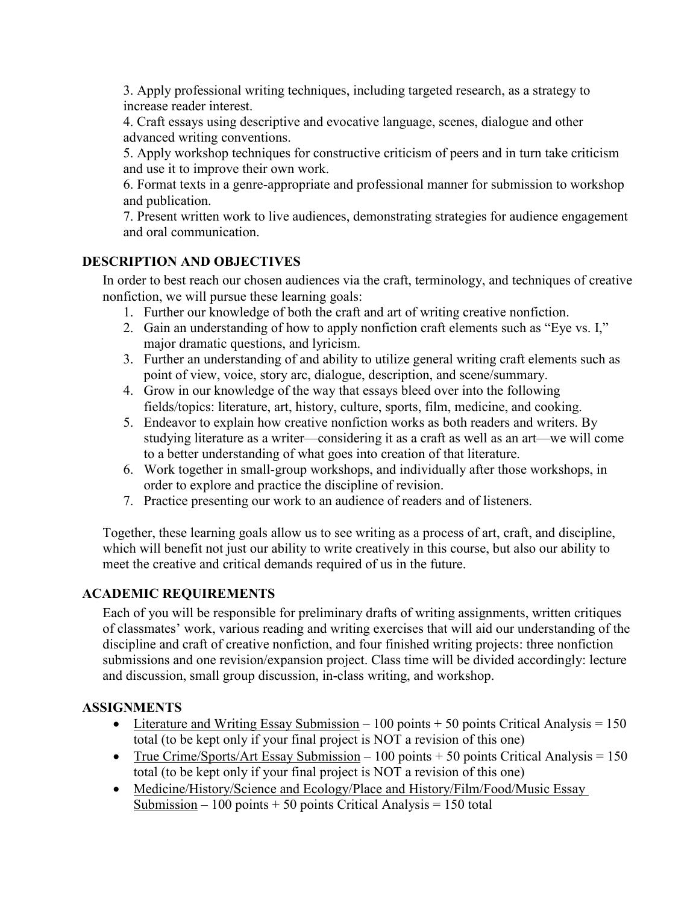3. Apply professional writing techniques, including targeted research, as a strategy to increase reader interest.
4. Craft essays using descriptive and evocative language, scenes, dialogue and other advanced writing conventions.
5. Apply workshop techniques for constructive criticism of peers and in turn take criticism and use it to improve their own work.
6. Format texts in a genre-appropriate and professional manner for submission to workshop and publication.
7. Present written work to live audiences, demonstrating strategies for audience engagement and oral communication.

## DESCRIPTION AND OBJECTIVES

In order to best reach our chosen audiences via the craft, terminology, and techniques of creative nonfiction, we will pursue these learning goals:

1. Further our knowledge of both the craft and art of writing creative nonfiction.
2. Gain an understanding of how to apply nonfiction craft elements such as "Eye vs. I," major dramatic questions, and lyricism.
3. Further an understanding of and ability to utilize general writing craft elements such as point of view, voice, story arc, dialogue, description, and scene/summary.
4. Grow in our knowledge of the way that essays bleed over into the following fields/topics: literature, art, history, culture, sports, film, medicine, and cooking.
5. Endeavor to explain how creative nonfiction works as both readers and writers. By studying literature as a writer—considering it as a craft as well as an art—we will come to a better understanding of what goes into creation of that literature.
6. Work together in small-group workshops, and individually after those workshops, in order to explore and practice the discipline of revision.
7. Practice presenting our work to an audience of readers and of listeners.

Together, these learning goals allow us to see writing as a process of art, craft, and discipline, which will benefit not just our ability to write creatively in this course, but also our ability to meet the creative and critical demands required of us in the future.

## ACADEMIC REQUIREMENTS

Each of you will be responsible for preliminary drafts of writing assignments, written critiques of classmates' work, various reading and writing exercises that will aid our understanding of the discipline and craft of creative nonfiction, and four finished writing projects: three nonfiction submissions and one revision/expansion project. Class time will be divided accordingly: lecture and discussion, small group discussion, in-class writing, and workshop.

## ASSIGNMENTS

- <u>Literature and Writing Essay Submission</u> – 100 points + 50 points Critical Analysis = 150 total (to be kept only if your final project is NOT a revision of this one)
- <u>True Crime/Sports/Art Essay Submission</u> – 100 points + 50 points Critical Analysis = 150 total (to be kept only if your final project is NOT a revision of this one)
- <u>Medicine/History/Science and Ecology/Place and History/Film/Food/Music Essay Submission</u> – 100 points + 50 points Critical Analysis = 150 total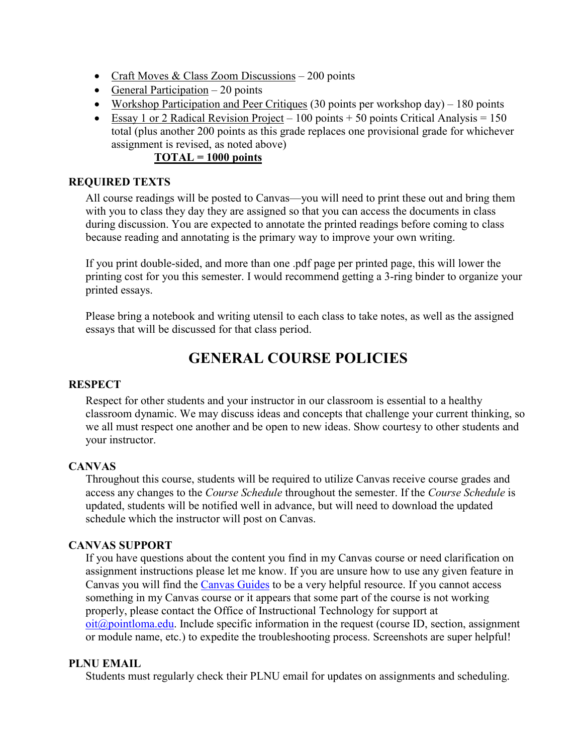- Craft Moves & Class Zoom Discussions – 200 points
- General Participation – 20 points
- Workshop Participation and Peer Critiques (30 points per workshop day) – 180 points
- Essay 1 or 2 Radical Revision Project – 100 points + 50 points Critical Analysis = 150 total (plus another 200 points as this grade replaces one provisional grade for whichever assignment is revised, as noted above)

**TOTAL = 1000 points**

### REQUIRED TEXTS

All course readings will be posted to Canvas—you will need to print these out and bring them with you to class they day they are assigned so that you can access the documents in class during discussion. You are expected to annotate the printed readings before coming to class because reading and annotating is the primary way to improve your own writing.

If you print double-sided, and more than one .pdf page per printed page, this will lower the printing cost for you this semester. I would recommend getting a 3-ring binder to organize your printed essays.

Please bring a notebook and writing utensil to each class to take notes, as well as the assigned essays that will be discussed for that class period.

## GENERAL COURSE POLICIES

### RESPECT

Respect for other students and your instructor in our classroom is essential to a healthy classroom dynamic. We may discuss ideas and concepts that challenge your current thinking, so we all must respect one another and be open to new ideas. Show courtesy to other students and your instructor.

### CANVAS

Throughout this course, students will be required to utilize Canvas receive course grades and access any changes to the *Course Schedule* throughout the semester. If the *Course Schedule* is updated, students will be notified well in advance, but will need to download the updated schedule which the instructor will post on Canvas.

### CANVAS SUPPORT

If you have questions about the content you find in my Canvas course or need clarification on assignment instructions please let me know. If you are unsure how to use any given feature in Canvas you will find the Canvas Guides to be a very helpful resource. If you cannot access something in my Canvas course or it appears that some part of the course is not working properly, please contact the Office of Instructional Technology for support at oit@pointloma.edu. Include specific information in the request (course ID, section, assignment or module name, etc.) to expedite the troubleshooting process. Screenshots are super helpful!

### PLNU EMAIL

Students must regularly check their PLNU email for updates on assignments and scheduling.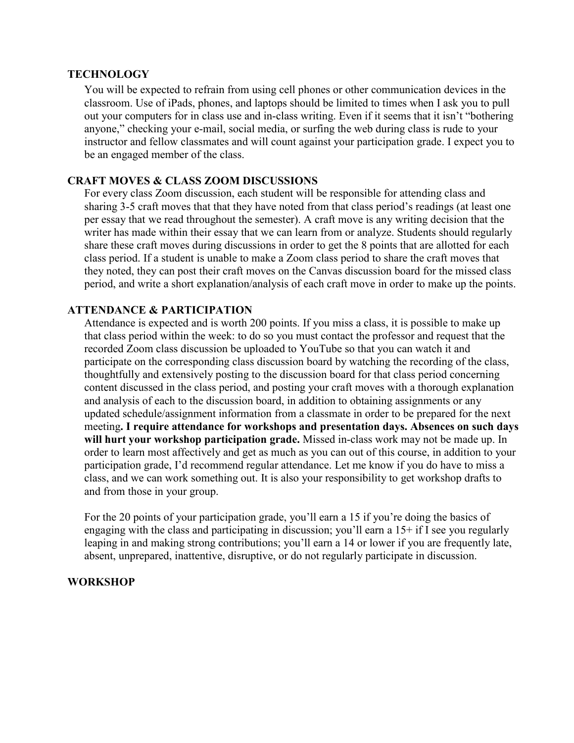## TECHNOLOGY

You will be expected to refrain from using cell phones or other communication devices in the classroom. Use of iPads, phones, and laptops should be limited to times when I ask you to pull out your computers for in class use and in-class writing. Even if it seems that it isn't "bothering anyone," checking your e-mail, social media, or surfing the web during class is rude to your instructor and fellow classmates and will count against your participation grade. I expect you to be an engaged member of the class.

## CRAFT MOVES & CLASS ZOOM DISCUSSIONS

For every class Zoom discussion, each student will be responsible for attending class and sharing 3-5 craft moves that that they have noted from that class period's readings (at least one per essay that we read throughout the semester). A craft move is any writing decision that the writer has made within their essay that we can learn from or analyze. Students should regularly share these craft moves during discussions in order to get the 8 points that are allotted for each class period. If a student is unable to make a Zoom class period to share the craft moves that they noted, they can post their craft moves on the Canvas discussion board for the missed class period, and write a short explanation/analysis of each craft move in order to make up the points.

## ATTENDANCE & PARTICIPATION

Attendance is expected and is worth 200 points. If you miss a class, it is possible to make up that class period within the week: to do so you must contact the professor and request that the recorded Zoom class discussion be uploaded to YouTube so that you can watch it and participate on the corresponding class discussion board by watching the recording of the class, thoughtfully and extensively posting to the discussion board for that class period concerning content discussed in the class period, and posting your craft moves with a thorough explanation and analysis of each to the discussion board, in addition to obtaining assignments or any updated schedule/assignment information from a classmate in order to be prepared for the next meeting**. I require attendance for workshops and presentation days. Absences on such days will hurt your workshop participation grade.** Missed in-class work may not be made up. In order to learn most affectively and get as much as you can out of this course, in addition to your participation grade, I'd recommend regular attendance. Let me know if you do have to miss a class, and we can work something out. It is also your responsibility to get workshop drafts to and from those in your group.

For the 20 points of your participation grade, you'll earn a 15 if you're doing the basics of engaging with the class and participating in discussion; you'll earn a 15+ if I see you regularly leaping in and making strong contributions; you'll earn a 14 or lower if you are frequently late, absent, unprepared, inattentive, disruptive, or do not regularly participate in discussion.

## WORKSHOP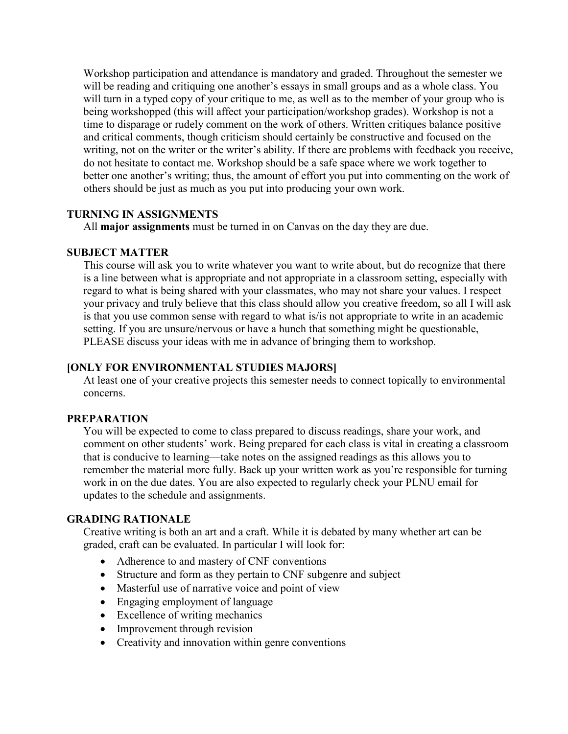Workshop participation and attendance is mandatory and graded. Throughout the semester we will be reading and critiquing one another's essays in small groups and as a whole class. You will turn in a typed copy of your critique to me, as well as to the member of your group who is being workshopped (this will affect your participation/workshop grades). Workshop is not a time to disparage or rudely comment on the work of others. Written critiques balance positive and critical comments, though criticism should certainly be constructive and focused on the writing, not on the writer or the writer's ability. If there are problems with feedback you receive, do not hesitate to contact me. Workshop should be a safe space where we work together to better one another's writing; thus, the amount of effort you put into commenting on the work of others should be just as much as you put into producing your own work.

### TURNING IN ASSIGNMENTS

All **major assignments** must be turned in on Canvas on the day they are due.

### SUBJECT MATTER

This course will ask you to write whatever you want to write about, but do recognize that there is a line between what is appropriate and not appropriate in a classroom setting, especially with regard to what is being shared with your classmates, who may not share your values. I respect your privacy and truly believe that this class should allow you creative freedom, so all I will ask is that you use common sense with regard to what is/is not appropriate to write in an academic setting. If you are unsure/nervous or have a hunch that something might be questionable, PLEASE discuss your ideas with me in advance of bringing them to workshop.

### [ONLY FOR ENVIRONMENTAL STUDIES MAJORS]

At least one of your creative projects this semester needs to connect topically to environmental concerns.

### PREPARATION

You will be expected to come to class prepared to discuss readings, share your work, and comment on other students' work. Being prepared for each class is vital in creating a classroom that is conducive to learning—take notes on the assigned readings as this allows you to remember the material more fully. Back up your written work as you're responsible for turning work in on the due dates. You are also expected to regularly check your PLNU email for updates to the schedule and assignments.

### GRADING RATIONALE

Creative writing is both an art and a craft. While it is debated by many whether art can be graded, craft can be evaluated. In particular I will look for:

- Adherence to and mastery of CNF conventions
- Structure and form as they pertain to CNF subgenre and subject
- Masterful use of narrative voice and point of view
- Engaging employment of language
- Excellence of writing mechanics
- Improvement through revision
- Creativity and innovation within genre conventions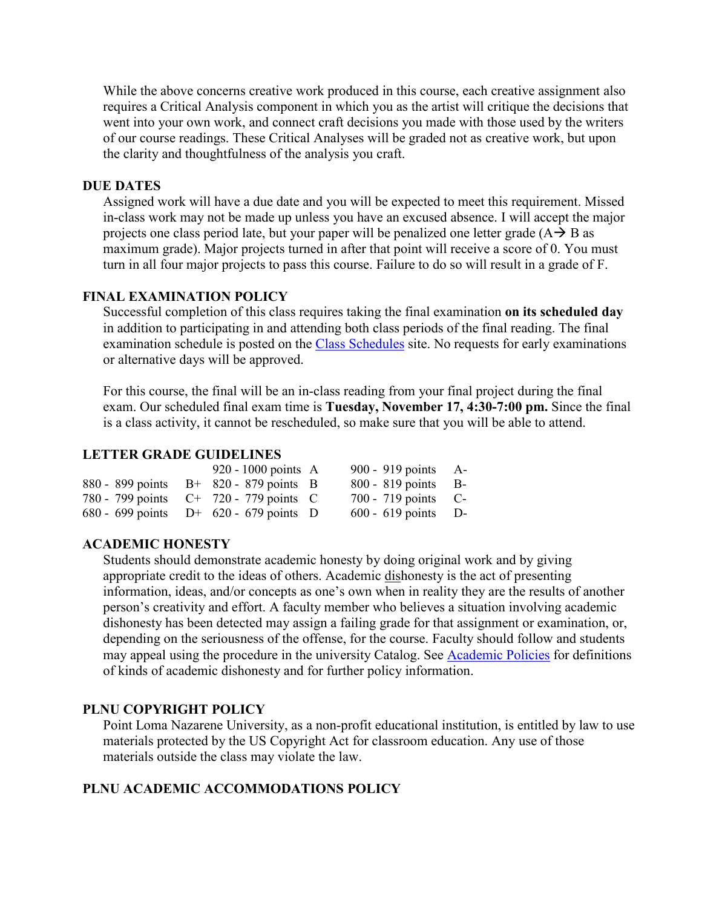While the above concerns creative work produced in this course, each creative assignment also requires a Critical Analysis component in which you as the artist will critique the decisions that went into your own work, and connect craft decisions you made with those used by the writers of our course readings. These Critical Analyses will be graded not as creative work, but upon the clarity and thoughtfulness of the analysis you craft.

### DUE DATES

Assigned work will have a due date and you will be expected to meet this requirement. Missed in-class work may not be made up unless you have an excused absence. I will accept the major projects one class period late, but your paper will be penalized one letter grade (A→ B as maximum grade). Major projects turned in after that point will receive a score of 0. You must turn in all four major projects to pass this course. Failure to do so will result in a grade of F.

### FINAL EXAMINATION POLICY

Successful completion of this class requires taking the final examination **on its scheduled day** in addition to participating in and attending both class periods of the final reading. The final examination schedule is posted on the [Class Schedules] site. No requests for early examinations or alternative days will be approved.

For this course, the final will be an in-class reading from your final project during the final exam. Our scheduled final exam time is **Tuesday, November 17, 4:30-7:00 pm.** Since the final is a class activity, it cannot be rescheduled, so make sure that you will be able to attend.

### LETTER GRADE GUIDELINES

| | | | | | |
|---|---|---|---|---|---|
| | | 920 - 1000 points | A | 900 - 919 points | A- |
| 880 - 899 points | B+ | 820 - 879 points | B | 800 - 819 points | B- |
| 780 - 799 points | C+ | 720 - 779 points | C | 700 - 719 points | C- |
| 680 - 699 points | D+ | 620 - 679 points | D | 600 - 619 points | D- |

### ACADEMIC HONESTY

Students should demonstrate academic honesty by doing original work and by giving appropriate credit to the ideas of others. Academic dishonesty is the act of presenting information, ideas, and/or concepts as one's own when in reality they are the results of another person's creativity and effort. A faculty member who believes a situation involving academic dishonesty has been detected may assign a failing grade for that assignment or examination, or, depending on the seriousness of the offense, for the course. Faculty should follow and students may appeal using the procedure in the university Catalog. See [Academic Policies] for definitions of kinds of academic dishonesty and for further policy information.

### PLNU COPYRIGHT POLICY

Point Loma Nazarene University, as a non-profit educational institution, is entitled by law to use materials protected by the US Copyright Act for classroom education. Any use of those materials outside the class may violate the law.

### PLNU ACADEMIC ACCOMMODATIONS POLICY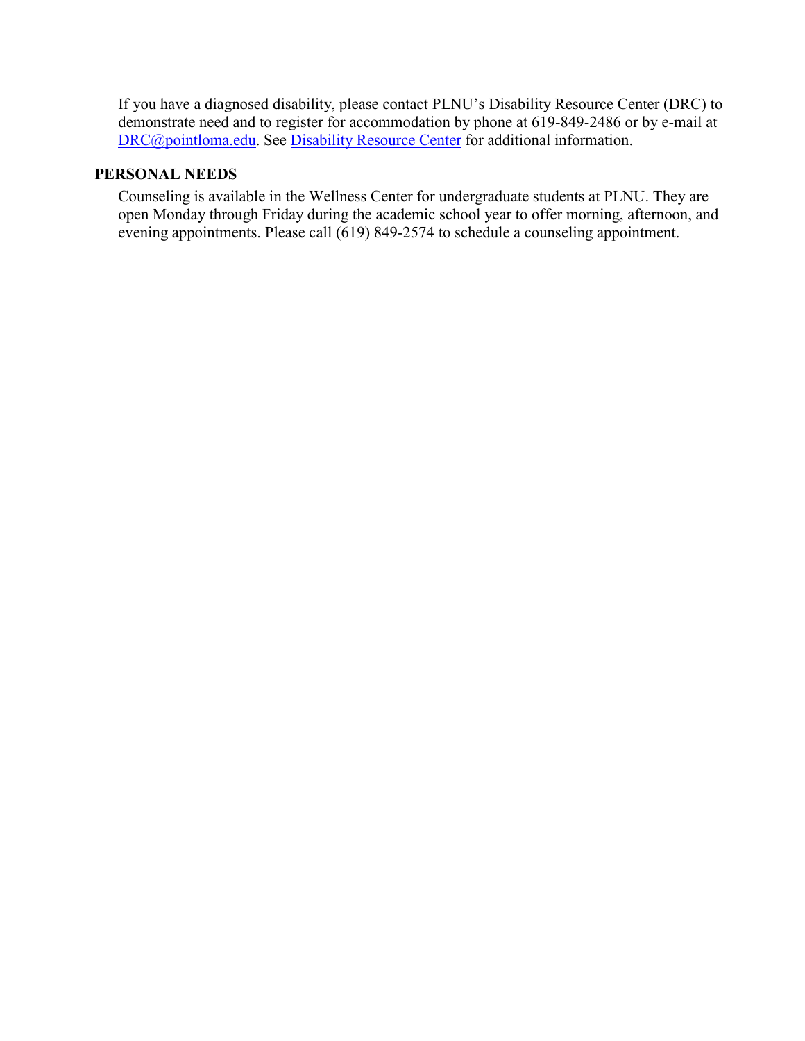If you have a diagnosed disability, please contact PLNU's Disability Resource Center (DRC) to demonstrate need and to register for accommodation by phone at 619-849-2486 or by e-mail at DRC@pointloma.edu. See Disability Resource Center for additional information.

## PERSONAL NEEDS

Counseling is available in the Wellness Center for undergraduate students at PLNU. They are open Monday through Friday during the academic school year to offer morning, afternoon, and evening appointments. Please call (619) 849-2574 to schedule a counseling appointment.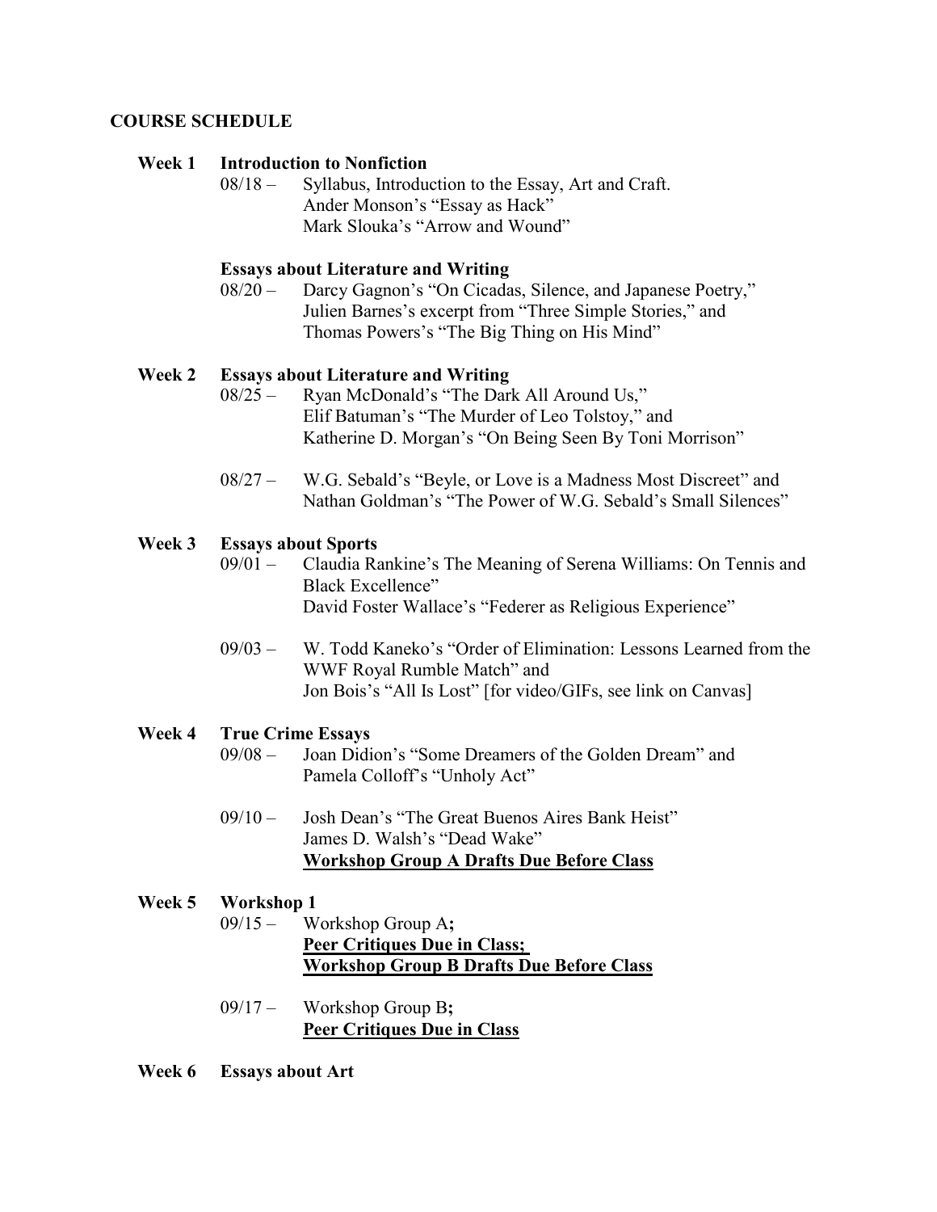## COURSE SCHEDULE

**Week 1 Introduction to Nonfiction**

08/18 – Syllabus, Introduction to the Essay, Art and Craft.
Ander Monson's "Essay as Hack"
Mark Slouka's "Arrow and Wound"

**Essays about Literature and Writing**

08/20 – Darcy Gagnon's "On Cicadas, Silence, and Japanese Poetry,"
Julien Barnes's excerpt from "Three Simple Stories," and
Thomas Powers's "The Big Thing on His Mind"

**Week 2 Essays about Literature and Writing**

08/25 – Ryan McDonald's "The Dark All Around Us,"
Elif Batuman's "The Murder of Leo Tolstoy," and
Katherine D. Morgan's "On Being Seen By Toni Morrison"

08/27 – W.G. Sebald's "Beyle, or Love is a Madness Most Discreet" and
Nathan Goldman's "The Power of W.G. Sebald's Small Silences"

**Week 3 Essays about Sports**

09/01 – Claudia Rankine's The Meaning of Serena Williams: On Tennis and Black Excellence"
David Foster Wallace's "Federer as Religious Experience"

09/03 – W. Todd Kaneko's "Order of Elimination: Lessons Learned from the WWF Royal Rumble Match" and
Jon Bois's "All Is Lost" [for video/GIFs, see link on Canvas]

**Week 4 True Crime Essays**

09/08 – Joan Didion's "Some Dreamers of the Golden Dream" and
Pamela Colloff's "Unholy Act"

09/10 – Josh Dean's "The Great Buenos Aires Bank Heist"
James D. Walsh's "Dead Wake"
**<u>Workshop Group A Drafts Due Before Class</u>**

**Week 5 Workshop 1**

09/15 – Workshop Group A**;**
**<u>Peer Critiques Due in Class;</u>**
**<u>Workshop Group B Drafts Due Before Class</u>**

09/17 – Workshop Group B**;**
**<u>Peer Critiques Due in Class</u>**

**Week 6 Essays about Art**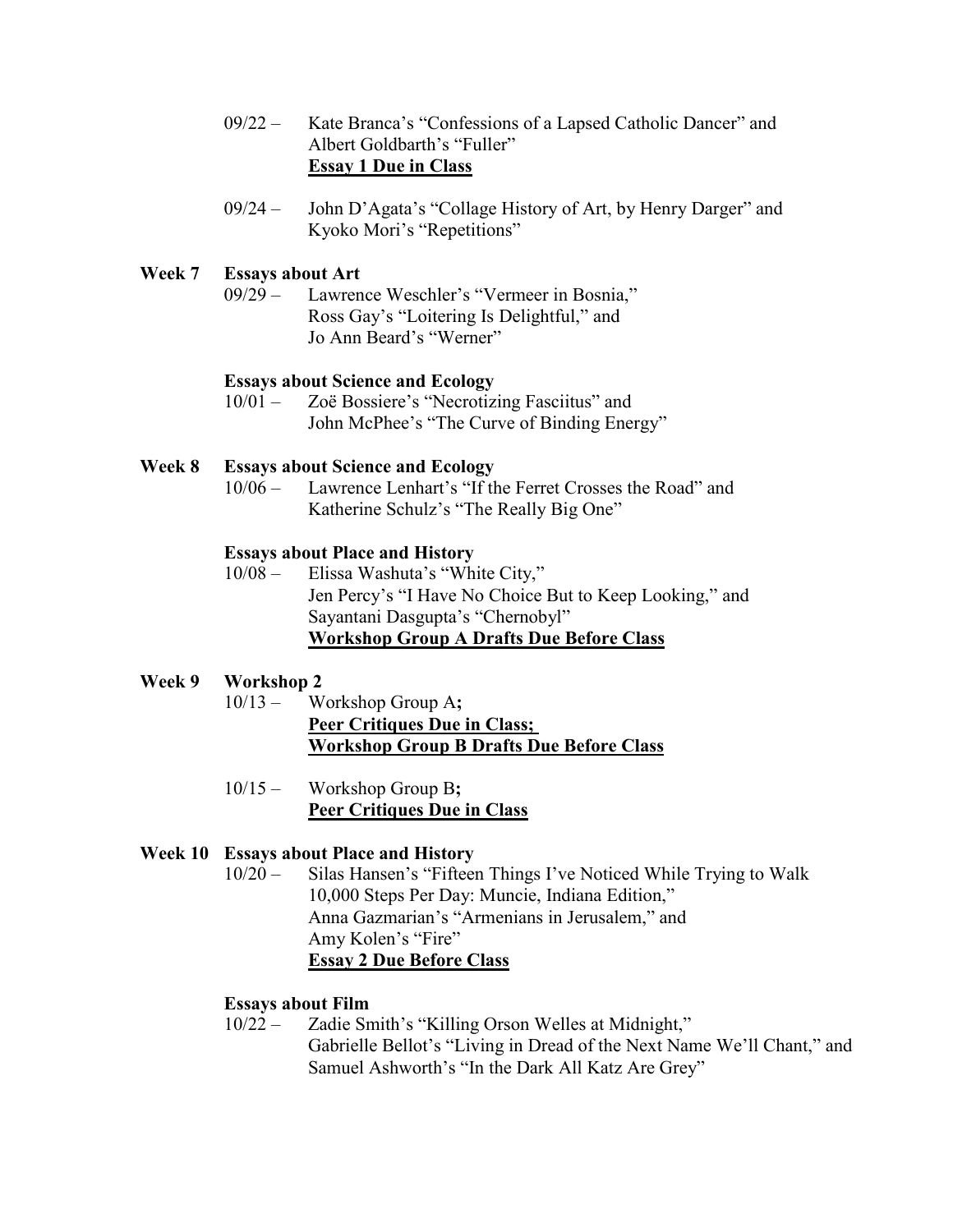09/22 – Kate Branca's "Confessions of a Lapsed Catholic Dancer" and Albert Goldbarth's "Fuller"
**Essay 1 Due in Class**

09/24 – John D'Agata's "Collage History of Art, by Henry Darger" and Kyoko Mori's "Repetitions"

**Week 7 Essays about Art**

09/29 – Lawrence Weschler's "Vermeer in Bosnia,"
Ross Gay's "Loitering Is Delightful," and
Jo Ann Beard's "Werner"

**Essays about Science and Ecology**

10/01 – Zoë Bossiere's "Necrotizing Fasciitus" and
John McPhee's "The Curve of Binding Energy"

**Week 8 Essays about Science and Ecology**

10/06 – Lawrence Lenhart's "If the Ferret Crosses the Road" and
Katherine Schulz's "The Really Big One"

**Essays about Place and History**

10/08 – Elissa Washuta's "White City,"
Jen Percy's "I Have No Choice But to Keep Looking," and
Sayantani Dasgupta's "Chernobyl"
**Workshop Group A Drafts Due Before Class**

**Week 9 Workshop 2**

10/13 – Workshop Group A**;**
**Peer Critiques Due in Class;**
**Workshop Group B Drafts Due Before Class**

10/15 – Workshop Group B**;**
**Peer Critiques Due in Class**

**Week 10 Essays about Place and History**

10/20 – Silas Hansen's "Fifteen Things I've Noticed While Trying to Walk 10,000 Steps Per Day: Muncie, Indiana Edition,"
Anna Gazmarian's "Armenians in Jerusalem," and
Amy Kolen's "Fire"
**Essay 2 Due Before Class**

**Essays about Film**

10/22 – Zadie Smith's "Killing Orson Welles at Midnight,"
Gabrielle Bellot's "Living in Dread of the Next Name We'll Chant," and
Samuel Ashworth's "In the Dark All Katz Are Grey"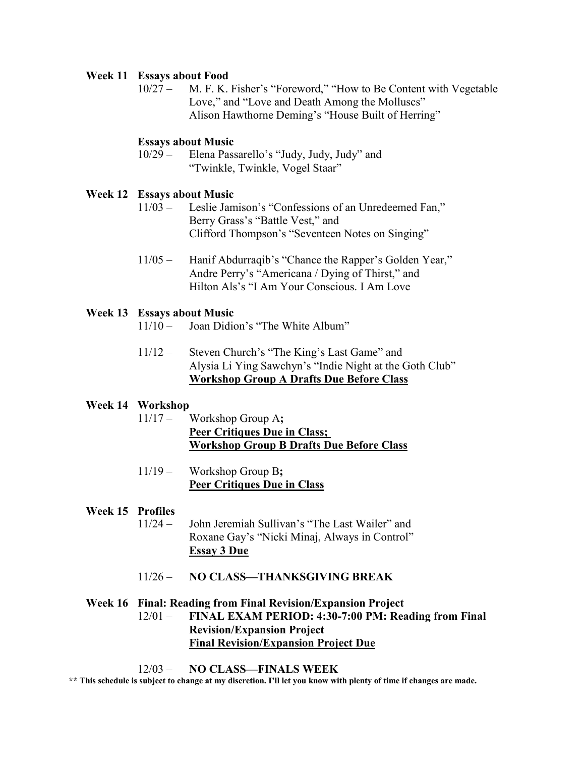**Week 11 Essays about Food**

10/27 – M. F. K. Fisher's "Foreword," "How to Be Content with Vegetable Love," and "Love and Death Among the Molluscs"
Alison Hawthorne Deming's "House Built of Herring"

**Essays about Music**

10/29 – Elena Passarello's "Judy, Judy, Judy" and "Twinkle, Twinkle, Vogel Staar"

**Week 12 Essays about Music**

11/03 – Leslie Jamison's "Confessions of an Unredeemed Fan," Berry Grass's "Battle Vest," and Clifford Thompson's "Seventeen Notes on Singing"

11/05 – Hanif Abdurraqib's "Chance the Rapper's Golden Year," Andre Perry's "Americana / Dying of Thirst," and Hilton Als's "I Am Your Conscious. I Am Love

**Week 13 Essays about Music**

11/10 – Joan Didion's "The White Album"

11/12 – Steven Church's "The King's Last Game" and Alysia Li Ying Sawchyn's "Indie Night at the Goth Club"
**Workshop Group A Drafts Due Before Class**

**Week 14 Workshop**

11/17 – Workshop Group A**;**
**Peer Critiques Due in Class;**
**Workshop Group B Drafts Due Before Class**

11/19 – Workshop Group B**;**
**Peer Critiques Due in Class**

**Week 15 Profiles**

11/24 – John Jeremiah Sullivan's "The Last Wailer" and Roxane Gay's "Nicki Minaj, Always in Control"
**Essay 3 Due**

11/26 – **NO CLASS—THANKSGIVING BREAK**

**Week 16 Final: Reading from Final Revision/Expansion Project**

12/01 – **FINAL EXAM PERIOD: 4:30-7:00 PM: Reading from Final Revision/Expansion Project**
**Final Revision/Expansion Project Due**

12/03 – **NO CLASS—FINALS WEEK**

**** This schedule is subject to change at my discretion. I'll let you know with plenty of time if changes are made.**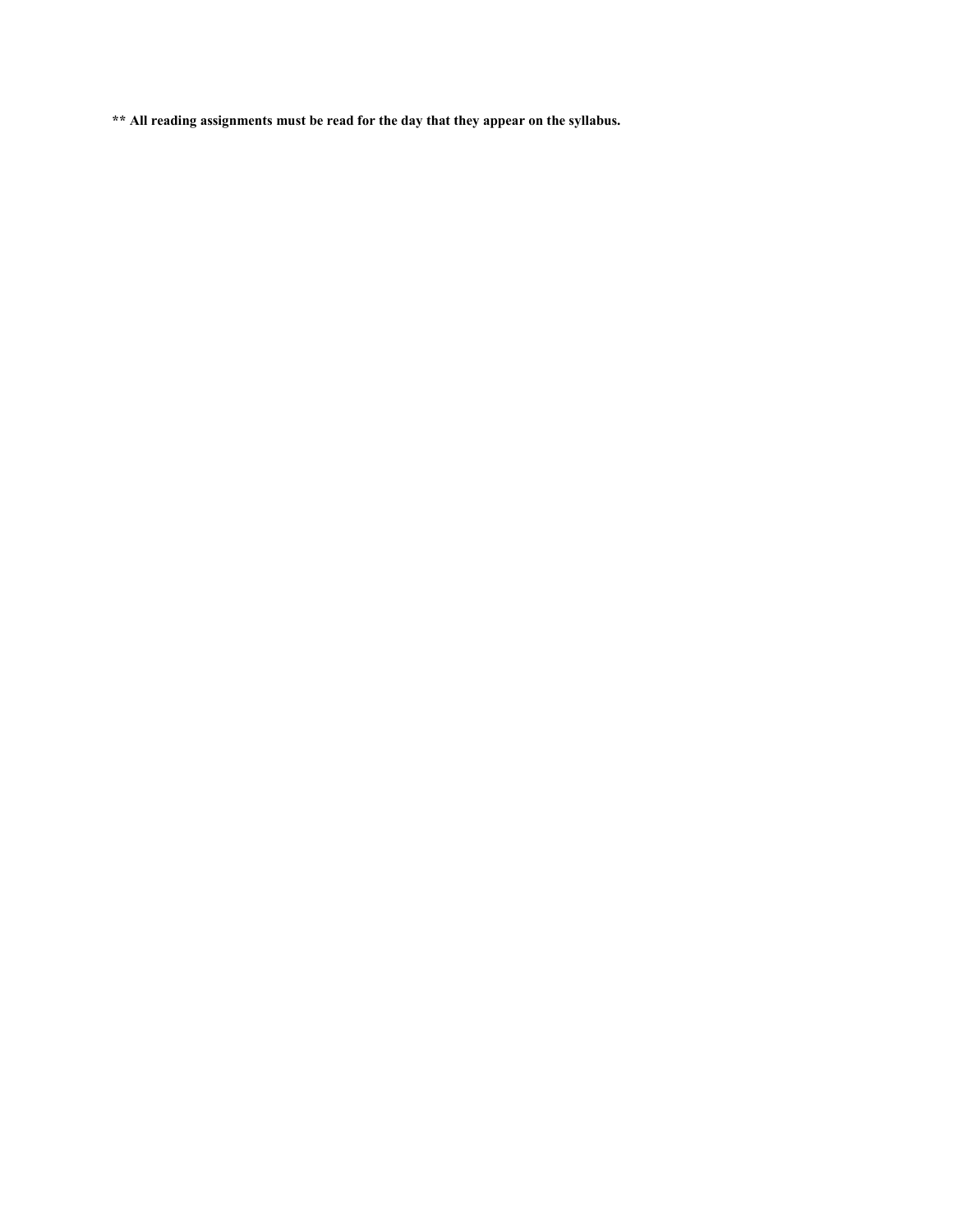**** All reading assignments must be read for the day that they appear on the syllabus.**